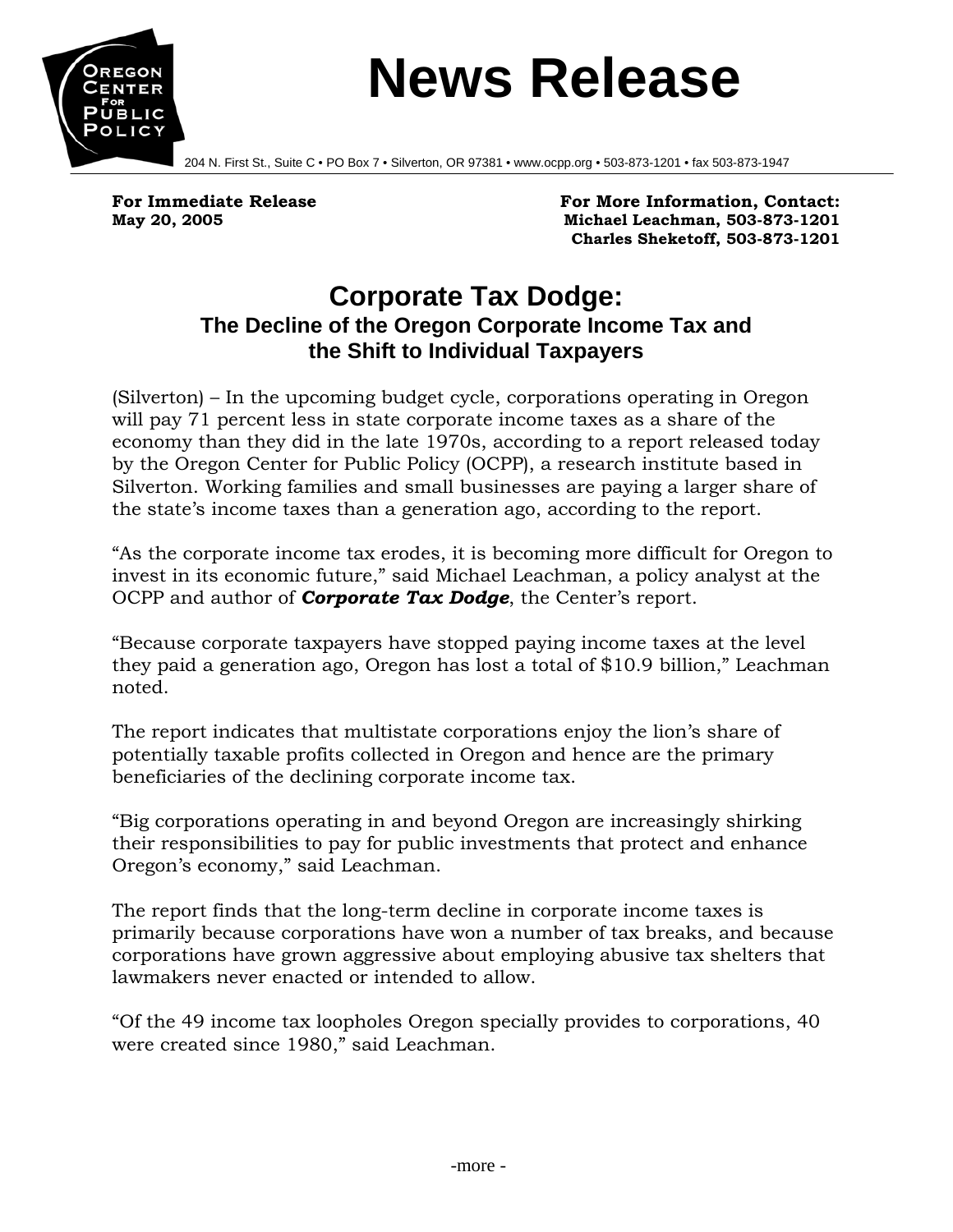# News Release

204 N. First St., Suite C • PO Box 7 • Silverton, OR 97381 • www.ocpp.org • 503-873-1201 • fax 503-873-1947

**For Immediate Release**
**May 20, 2005**

**For More Information, Contact:**
**Michael Leachman, 503-873-1201**
**Charles Sheketoff, 503-873-1201**

## Corporate Tax Dodge:
### The Decline of the Oregon Corporate Income Tax and the Shift to Individual Taxpayers

(Silverton) – In the upcoming budget cycle, corporations operating in Oregon will pay 71 percent less in state corporate income taxes as a share of the economy than they did in the late 1970s, according to a report released today by the Oregon Center for Public Policy (OCPP), a research institute based in Silverton. Working families and small businesses are paying a larger share of the state's income taxes than a generation ago, according to the report.

"As the corporate income tax erodes, it is becoming more difficult for Oregon to invest in its economic future," said Michael Leachman, a policy analyst at the OCPP and author of ***Corporate Tax Dodge***, the Center's report.

"Because corporate taxpayers have stopped paying income taxes at the level they paid a generation ago, Oregon has lost a total of $10.9 billion," Leachman noted.

The report indicates that multistate corporations enjoy the lion's share of potentially taxable profits collected in Oregon and hence are the primary beneficiaries of the declining corporate income tax.

"Big corporations operating in and beyond Oregon are increasingly shirking their responsibilities to pay for public investments that protect and enhance Oregon's economy," said Leachman.

The report finds that the long-term decline in corporate income taxes is primarily because corporations have won a number of tax breaks, and because corporations have grown aggressive about employing abusive tax shelters that lawmakers never enacted or intended to allow.

"Of the 49 income tax loopholes Oregon specially provides to corporations, 40 were created since 1980," said Leachman.

-more -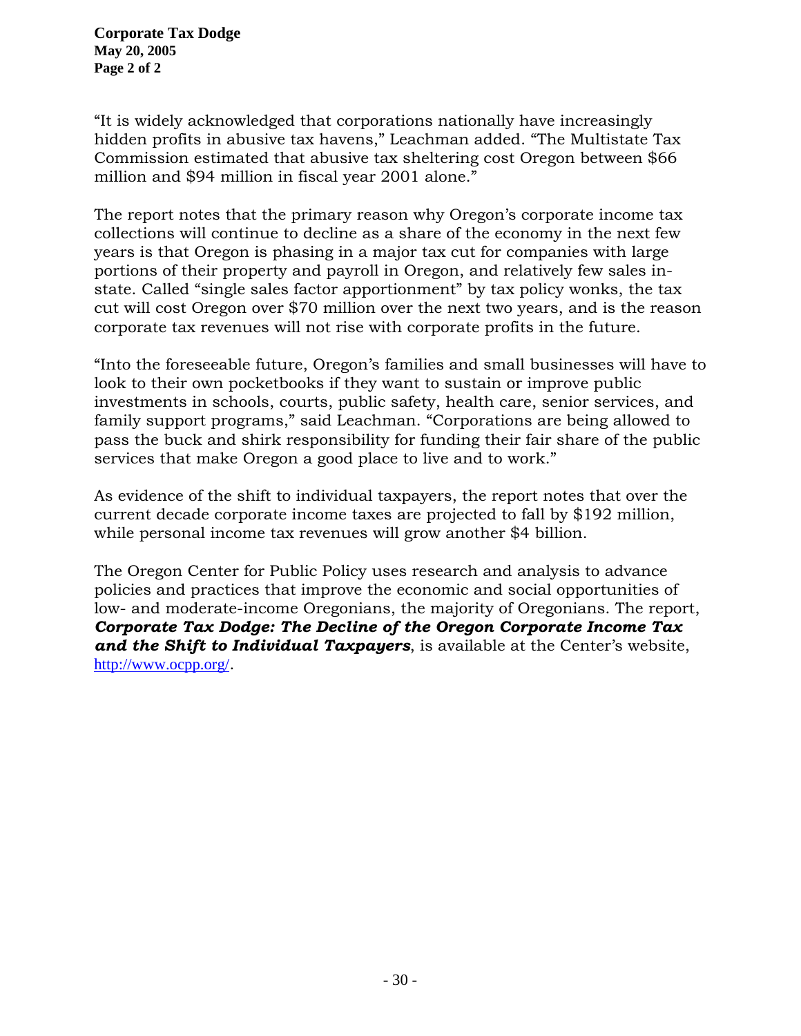"It is widely acknowledged that corporations nationally have increasingly hidden profits in abusive tax havens," Leachman added. "The Multistate Tax Commission estimated that abusive tax sheltering cost Oregon between $66 million and $94 million in fiscal year 2001 alone."

The report notes that the primary reason why Oregon's corporate income tax collections will continue to decline as a share of the economy in the next few years is that Oregon is phasing in a major tax cut for companies with large portions of their property and payroll in Oregon, and relatively few sales in-state. Called "single sales factor apportionment" by tax policy wonks, the tax cut will cost Oregon over $70 million over the next two years, and is the reason corporate tax revenues will not rise with corporate profits in the future.

"Into the foreseeable future, Oregon's families and small businesses will have to look to their own pocketbooks if they want to sustain or improve public investments in schools, courts, public safety, health care, senior services, and family support programs," said Leachman. "Corporations are being allowed to pass the buck and shirk responsibility for funding their fair share of the public services that make Oregon a good place to live and to work."

As evidence of the shift to individual taxpayers, the report notes that over the current decade corporate income taxes are projected to fall by $192 million, while personal income tax revenues will grow another $4 billion.

The Oregon Center for Public Policy uses research and analysis to advance policies and practices that improve the economic and social opportunities of low- and moderate-income Oregonians, the majority of Oregonians. The report, ***Corporate Tax Dodge: The Decline of the Oregon Corporate Income Tax and the Shift to Individual Taxpayers***, is available at the Center's website, http://www.ocpp.org/.